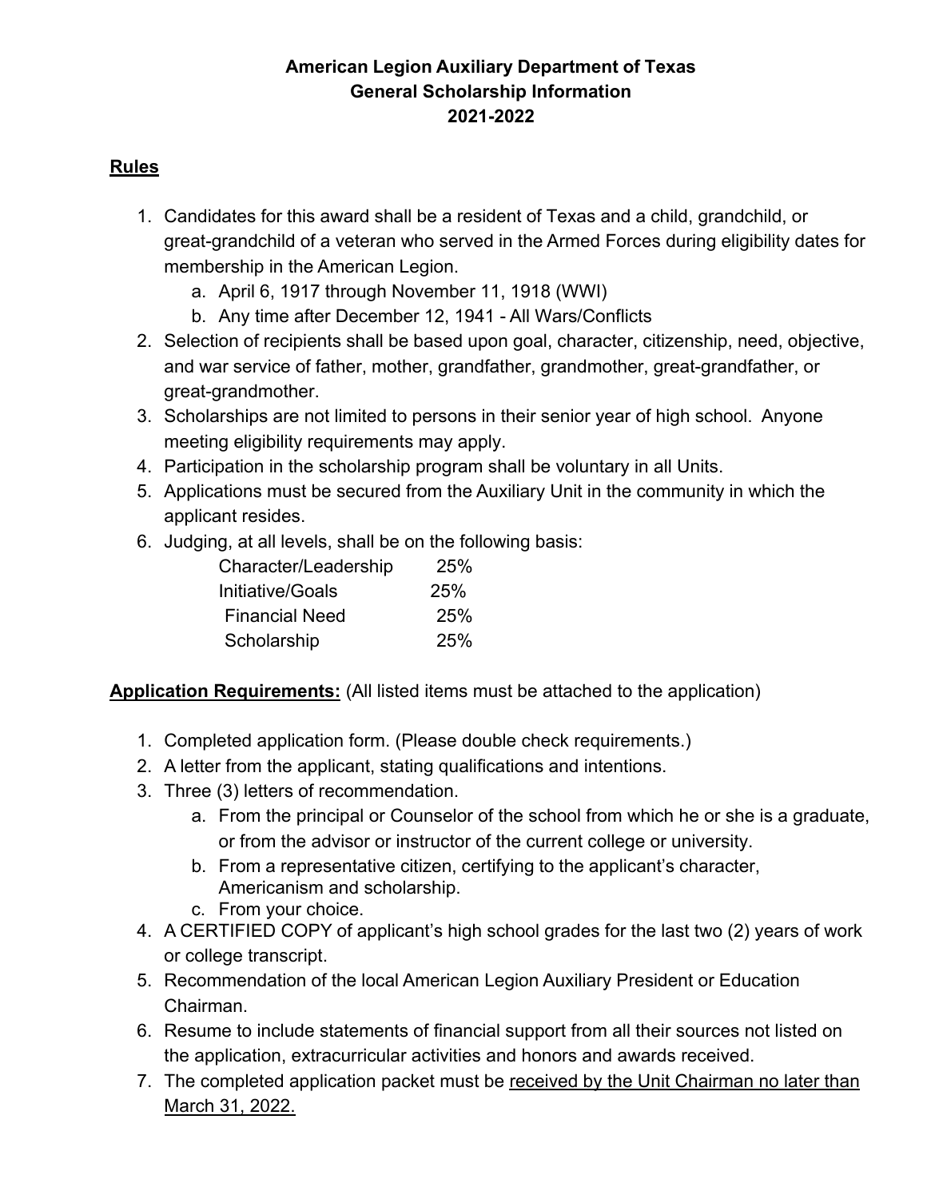# American Legion Auxiliary Department of Texas
## General Scholarship Information
## 2021-2022

### Rules

1. Candidates for this award shall be a resident of Texas and a child, grandchild, or great-grandchild of a veteran who served in the Armed Forces during eligibility dates for membership in the American Legion.
   a. April 6, 1917 through November 11, 1918 (WWI)
   b. Any time after December 12, 1941 - All Wars/Conflicts
2. Selection of recipients shall be based upon goal, character, citizenship, need, objective, and war service of father, mother, grandfather, grandmother, great-grandfather, or great-grandmother.
3. Scholarships are not limited to persons in their senior year of high school. Anyone meeting eligibility requirements may apply.
4. Participation in the scholarship program shall be voluntary in all Units.
5. Applications must be secured from the Auxiliary Unit in the community in which the applicant resides.
6. Judging, at all levels, shall be on the following basis:

| | |
|---|---|
| Character/Leadership | 25% |
| Initiative/Goals | 25% |
| Financial Need | 25% |
| Scholarship | 25% |

**Application Requirements:** (All listed items must be attached to the application)

1. Completed application form. (Please double check requirements.)
2. A letter from the applicant, stating qualifications and intentions.
3. Three (3) letters of recommendation.
   a. From the principal or Counselor of the school from which he or she is a graduate, or from the advisor or instructor of the current college or university.
   b. From a representative citizen, certifying to the applicant's character, Americanism and scholarship.
   c. From your choice.
4. A CERTIFIED COPY of applicant's high school grades for the last two (2) years of work or college transcript.
5. Recommendation of the local American Legion Auxiliary President or Education Chairman.
6. Resume to include statements of financial support from all their sources not listed on the application, extracurricular activities and honors and awards received.
7. The completed application packet must be received by the Unit Chairman no later than March 31, 2022.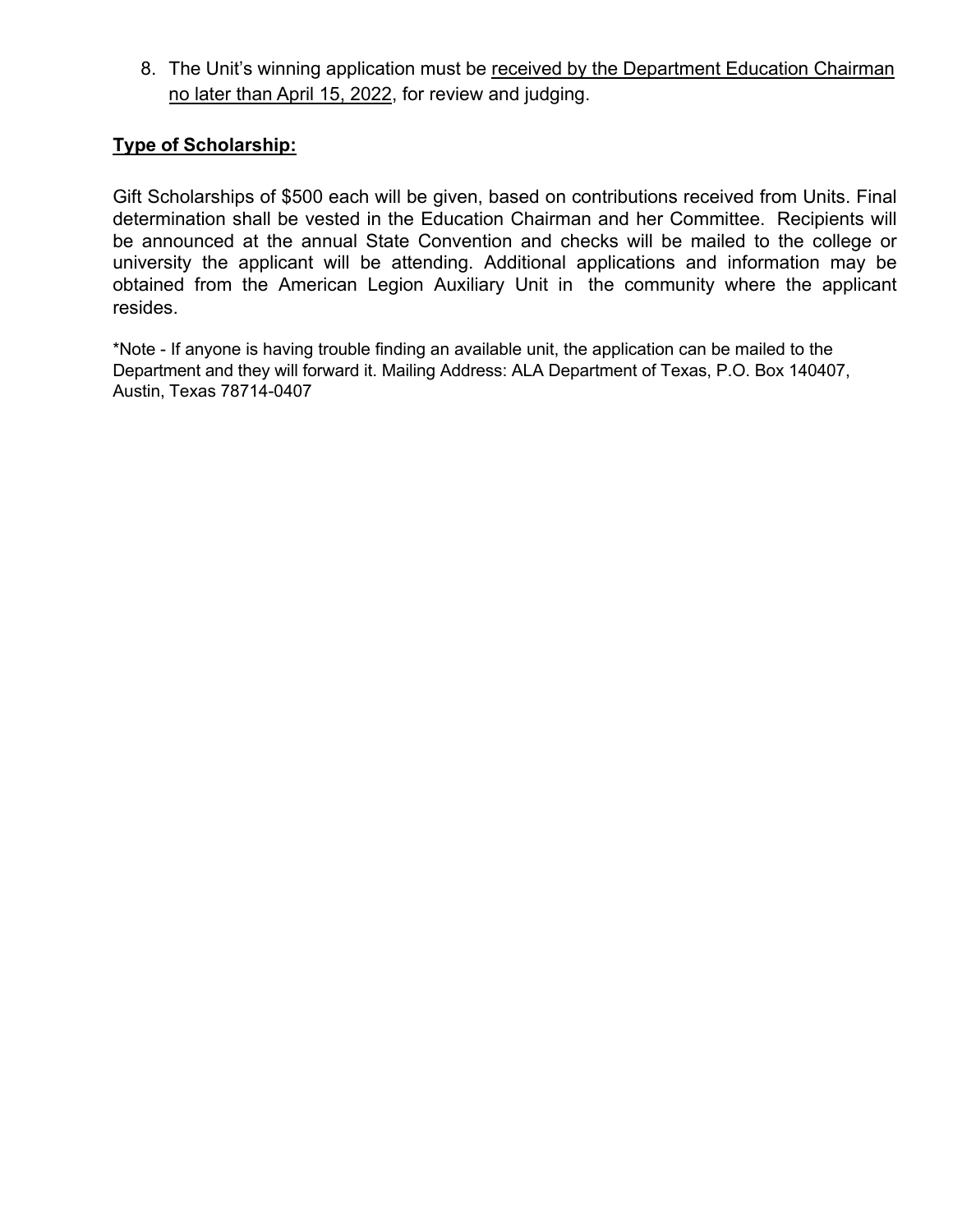8. The Unit's winning application must be <u>received by the Department Education Chairman no later than April 15, 2022</u>, for review and judging.

## <u>Type of Scholarship:</u>

Gift Scholarships of $500 each will be given, based on contributions received from Units. Final determination shall be vested in the Education Chairman and her Committee. Recipients will be announced at the annual State Convention and checks will be mailed to the college or university the applicant will be attending. Additional applications and information may be obtained from the American Legion Auxiliary Unit in the community where the applicant resides.

*Note - If anyone is having trouble finding an available unit, the application can be mailed to the Department and they will forward it. Mailing Address: ALA Department of Texas, P.O. Box 140407, Austin, Texas 78714-0407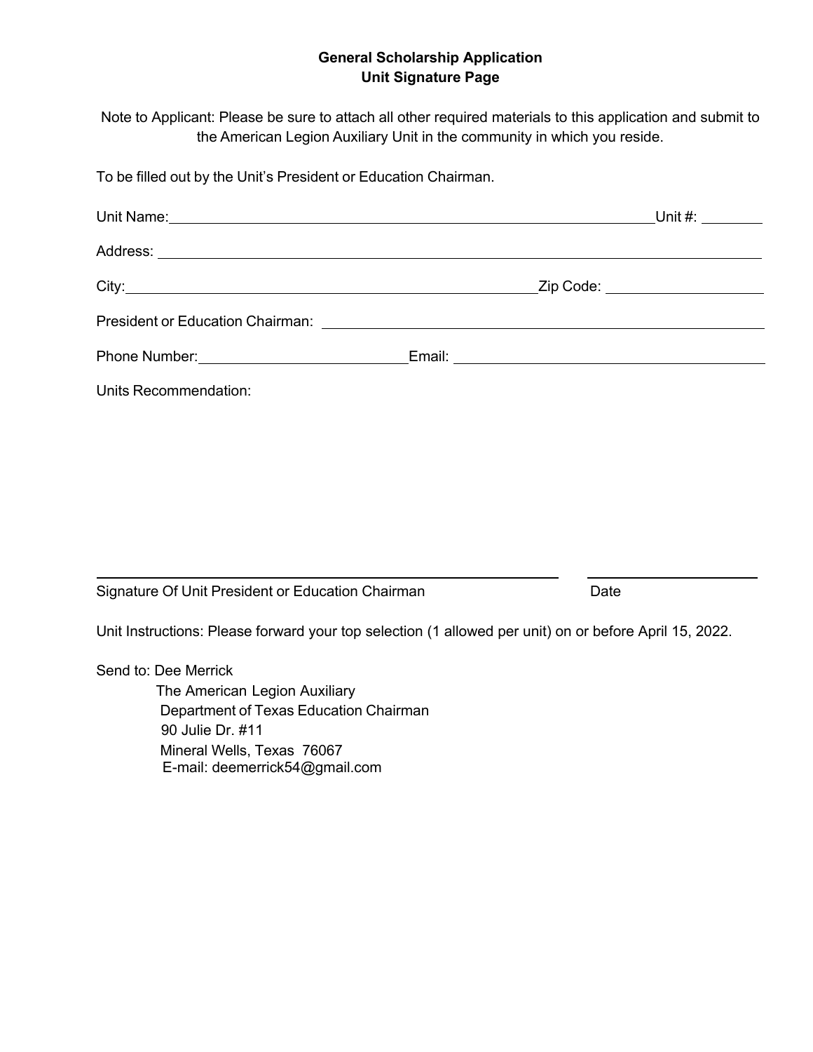# General Scholarship Application
## Unit Signature Page

Note to Applicant: Please be sure to attach all other required materials to this application and submit to the American Legion Auxiliary Unit in the community in which you reside.

To be filled out by the Unit's President or Education Chairman.

Unit Name: ____________________________________________ Unit #: ________

Address: ____________________________________________________________

City: ______________________________________ Zip Code: ________________

President or Education Chairman: _____________________________________

Phone Number: ______________________ Email: ___________________________

Units Recommendation:

&nbsp;

&nbsp;

&nbsp;

_____________________________________________ &nbsp;&nbsp;&nbsp;&nbsp; ____________________

Signature Of Unit President or Education Chairman &nbsp;&nbsp;&nbsp;&nbsp; Date

Unit Instructions: Please forward your top selection (1 allowed per unit) on or before April 15, 2022.

Send to: Dee Merrick
The American Legion Auxiliary
Department of Texas Education Chairman
90 Julie Dr. #11
Mineral Wells, Texas 76067
E-mail: deemerrick54@gmail.com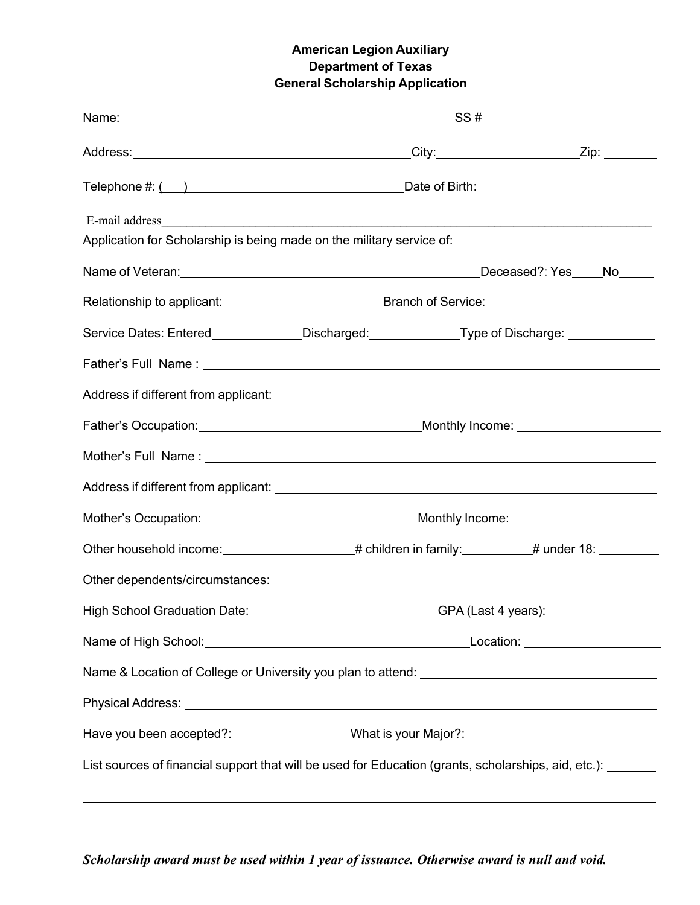**American Legion Auxiliary**
**Department of Texas**
**General Scholarship Application**

Name:______________________________________________SS # ______________________

Address:_________________________________________City:____________________Zip: ________

Telephone #: (___)________________________________Date of Birth: ________________________

E-mail address_______________________________________________________________________

Application for Scholarship is being made on the military service of:

Name of Veteran:____________________________________________Deceased?: Yes____No_____

Relationship to applicant:______________________Branch of Service: _______________________

Service Dates: Entered_____________Discharged:_____________Type of Discharge: ____________

Father's Full Name : _________________________________________________________________

Address if different from applicant: _____________________________________________________

Father's Occupation:_________________________________Monthly Income: ____________________

Mother's Full Name : _________________________________________________________________

Address if different from applicant: _____________________________________________________

Mother's Occupation:________________________________Monthly Income: ____________________

Other household income:___________________# children in family:__________# under 18: _________

Other dependents/circumstances: _______________________________________________________

High School Graduation Date:____________________________GPA (Last 4 years): ________________

Name of High School:__________________________________________Location: ________________

Name & Location of College or University you plan to attend: _______________________________

Physical Address: ____________________________________________________________________

Have you been accepted?:_________________What is your Major?: __________________________

List sources of financial support that will be used for Education (grants, scholarships, aid, etc.): _______

______________________________________________________________________________________

______________________________________________________________________________________

***Scholarship award must be used within 1 year of issuance. Otherwise award is null and void.***